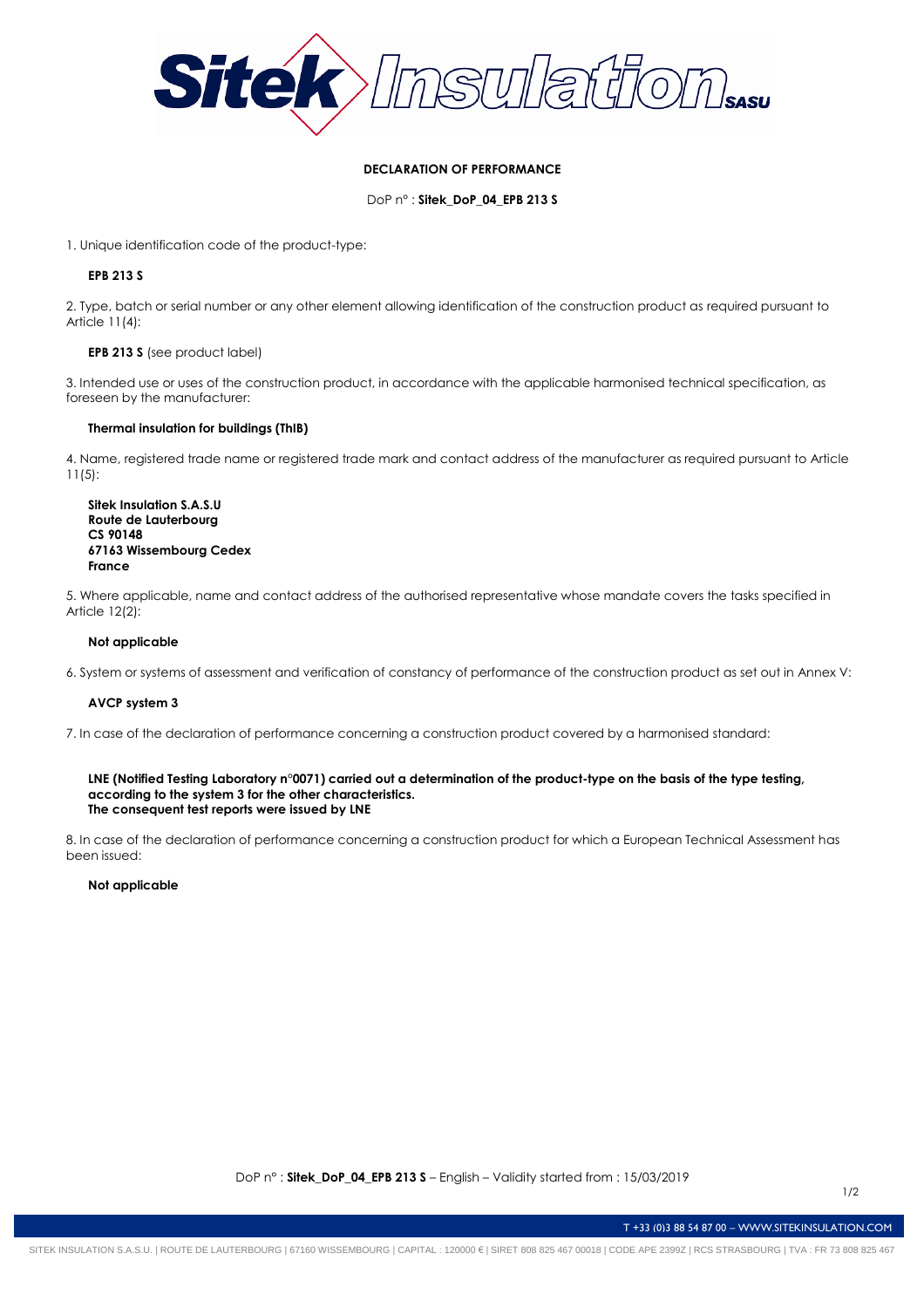# DECLARATION OF PERFORMANCE

DoP n° : **Sitek_DoP_04_EPB 213 S**

1. Unique identification code of the product-type:

   **EPB 213 S**

2. Type, batch or serial number or any other element allowing identification of the construction product as required pursuant to Article 11(4):

   **EPB 213 S** (see product label)

3. Intended use or uses of the construction product, in accordance with the applicable harmonised technical specification, as foreseen by the manufacturer:

   **Thermal insulation for buildings (ThIB)**

4. Name, registered trade name or registered trade mark and contact address of the manufacturer as required pursuant to Article 11(5):

   **Sitek Insulation S.A.S.U**
   **Route de Lauterbourg**
   **CS 90148**
   **67163 Wissembourg Cedex**
   **France**

5. Where applicable, name and contact address of the authorised representative whose mandate covers the tasks specified in Article 12(2):

   **Not applicable**

6. System or systems of assessment and verification of constancy of performance of the construction product as set out in Annex V:

   **AVCP system 3**

7. In case of the declaration of performance concerning a construction product covered by a harmonised standard:

   **LNE (Notified Testing Laboratory n°0071) carried out a determination of the product-type on the basis of the type testing, according to the system 3 for the other characteristics.**
   **The consequent test reports were issued by LNE**

8. In case of the declaration of performance concerning a construction product for which a European Technical Assessment has been issued:

   **Not applicable**

DoP n° : **Sitek_DoP_04_EPB 213 S** – English – Validity started from : 15/03/2019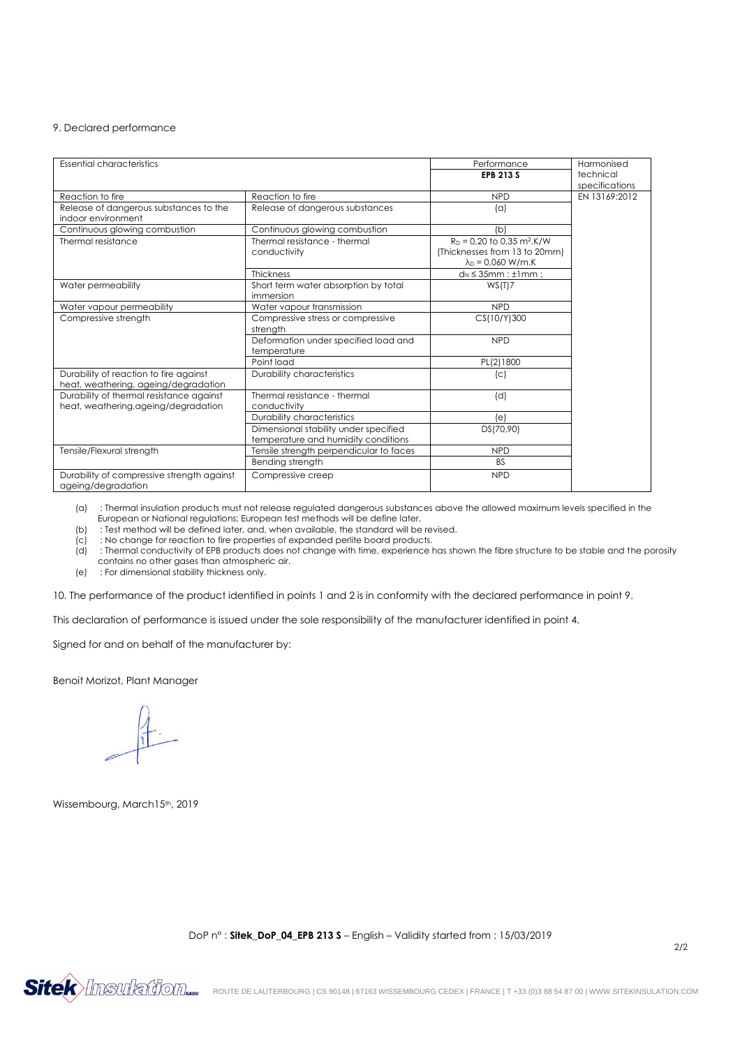9. Declared performance

| Essential characteristics | | Performance **EPB 213 S** | Harmonised technical specifications |
|---|---|---|---|
| Reaction to fire | Reaction to fire | NPD | EN 13169:2012 |
| Release of dangerous substances to the indoor environment | Release of dangerous substances | (a) | |
| Continuous glowing combustion | Continuous glowing combustion | (b) | |
| Thermal resistance | Thermal resistance - thermal conductivity | $R_D$ = 0,20 to 0,35 m².K/W (Thicknesses from 13 to 20mm) $\lambda_D$ = 0,060 W/m.K | |
| | Thickness | $d_N$ ≤ 35mm : ±1mm ; | |
| Water permeability | Short term water absorption by total immersion | WS(T)7 | |
| Water vapour permeability | Water vapour transmission | NPD | |
| Compressive strength | Compressive stress or compressive strength | CS(10/Y)300 | |
| | Deformation under specified load and temperature | NPD | |
| | Point load | PL(2)1800 | |
| Durability of reaction to fire against heat, weathering, ageing/degradation | Durability characteristics | (c) | |
| Durability of thermal resistance against heat, weathering,ageing/degradation | Thermal resistance - thermal conductivity | (d) | |
| | Durability characteristics | (e) | |
| | Dimensional stability under specified temperature and humidity conditions | DS(70,90) | |
| Tensile/Flexural strength | Tensile strength perpendicular to faces | NPD | |
| | Bending strength | BS | |
| Durability of compressive strength against ageing/degradation | Compressive creep | NPD | |

(a) : Thermal insulation products must not release regulated dangerous substances above the allowed maximum levels specified in the European or National regulations; European test methods will be define later.
(b) : Test method will be defined later, and, when available, the standard will be revised.
(c) : No change for reaction to fire properties of expanded perlite board products.
(d) : Thermal conductivity of EPB products does not change with time, experience has shown the fibre structure to be stable and the porosity contains no other gases than atmospheric air.
(e) : For dimensional stability thickness only.

10. The performance of the product identified in points 1 and 2 is in conformity with the declared performance in point 9.

This declaration of performance is issued under the sole responsibility of the manufacturer identified in point 4.

Signed for and on behalf of the manufacturer by:

Benoit Morizot, Plant Manager

Wissembourg, March15th, 2019

DoP n° : **Sitek_DoP_04_EPB 213 S** – English – Validity started from : 15/03/2019